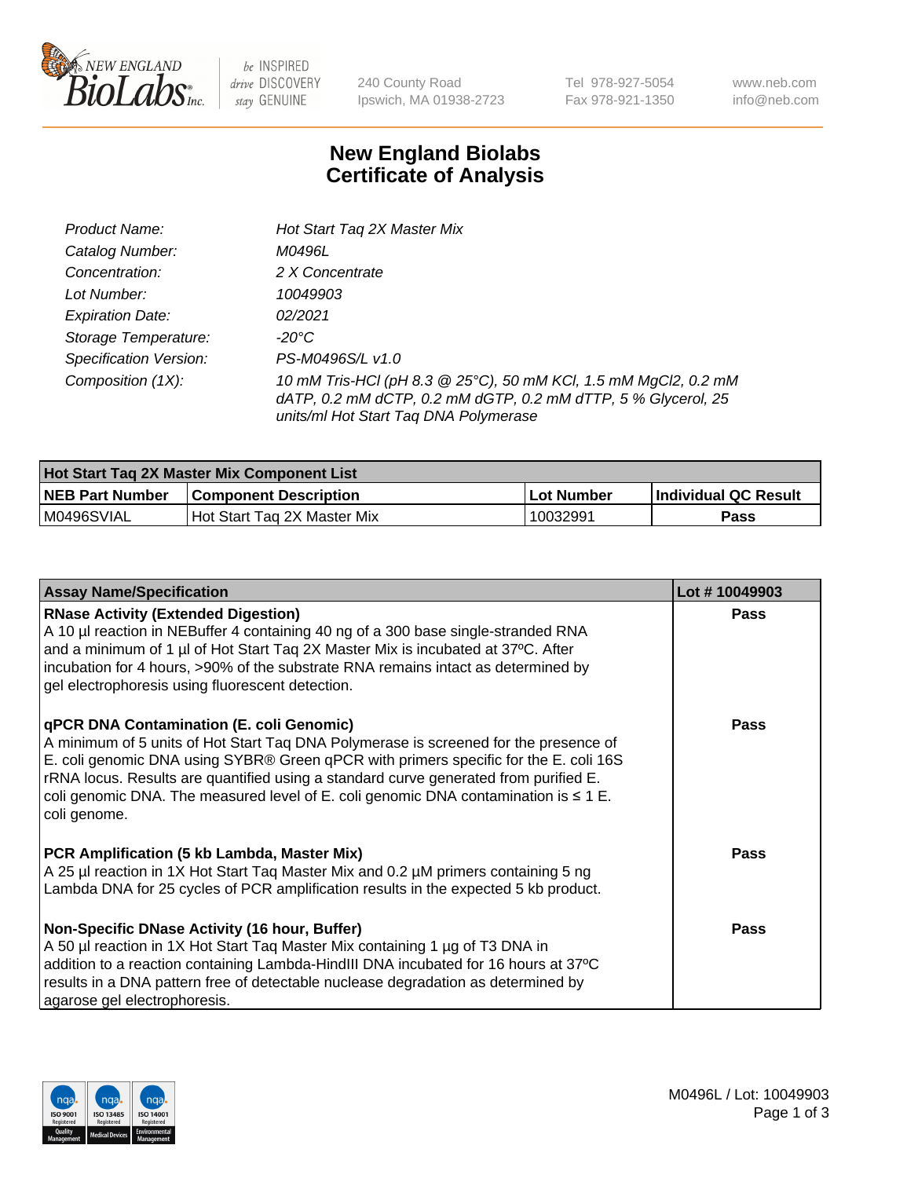New England BioLabs Inc. — be INSPIRED drive DISCOVERY stay GENUINE

240 County Road
Ipswich, MA 01938-2723

Tel 978-927-5054
Fax 978-921-1350

www.neb.com
info@neb.com

# New England Biolabs
# Certificate of Analysis

| | |
|---|---|
| *Product Name:* | *Hot Start Taq 2X Master Mix* |
| *Catalog Number:* | *M0496L* |
| *Concentration:* | *2 X Concentrate* |
| *Lot Number:* | *10049903* |
| *Expiration Date:* | *02/2021* |
| *Storage Temperature:* | *-20°C* |
| *Specification Version:* | *PS-M0496S/L v1.0* |
| *Composition (1X):* | *10 mM Tris-HCl (pH 8.3 @ 25°C), 50 mM KCl, 1.5 mM MgCl2, 0.2 mM dATP, 0.2 mM dCTP, 0.2 mM dGTP, 0.2 mM dTTP, 5 % Glycerol, 25 units/ml Hot Start Taq DNA Polymerase* |

| Hot Start Taq 2X Master Mix Component List | | | |
|---|---|---|---|
| **NEB Part Number** | **Component Description** | **Lot Number** | **Individual QC Result** |
| M0496SVIAL | Hot Start Taq 2X Master Mix | 10032991 | **Pass** |

| Assay Name/Specification | Lot # 10049903 |
|---|---|
| **RNase Activity (Extended Digestion)**<br>A 10 µl reaction in NEBuffer 4 containing 40 ng of a 300 base single-stranded RNA and a minimum of 1 µl of Hot Start Taq 2X Master Mix is incubated at 37ºC. After incubation for 4 hours, >90% of the substrate RNA remains intact as determined by gel electrophoresis using fluorescent detection. | **Pass** |
| **qPCR DNA Contamination (E. coli Genomic)**<br>A minimum of 5 units of Hot Start Taq DNA Polymerase is screened for the presence of E. coli genomic DNA using SYBR® Green qPCR with primers specific for the E. coli 16S rRNA locus. Results are quantified using a standard curve generated from purified E. coli genomic DNA. The measured level of E. coli genomic DNA contamination is ≤ 1 E. coli genome. | **Pass** |
| **PCR Amplification (5 kb Lambda, Master Mix)**<br>A 25 µl reaction in 1X Hot Start Taq Master Mix and 0.2 µM primers containing 5 ng Lambda DNA for 25 cycles of PCR amplification results in the expected 5 kb product. | **Pass** |
| **Non-Specific DNase Activity (16 hour, Buffer)**<br>A 50 µl reaction in 1X Hot Start Taq Master Mix containing 1 µg of T3 DNA in addition to a reaction containing Lambda-HindIII DNA incubated for 16 hours at 37ºC results in a DNA pattern free of detectable nuclease degradation as determined by agarose gel electrophoresis. | **Pass** |

M0496L / Lot: 10049903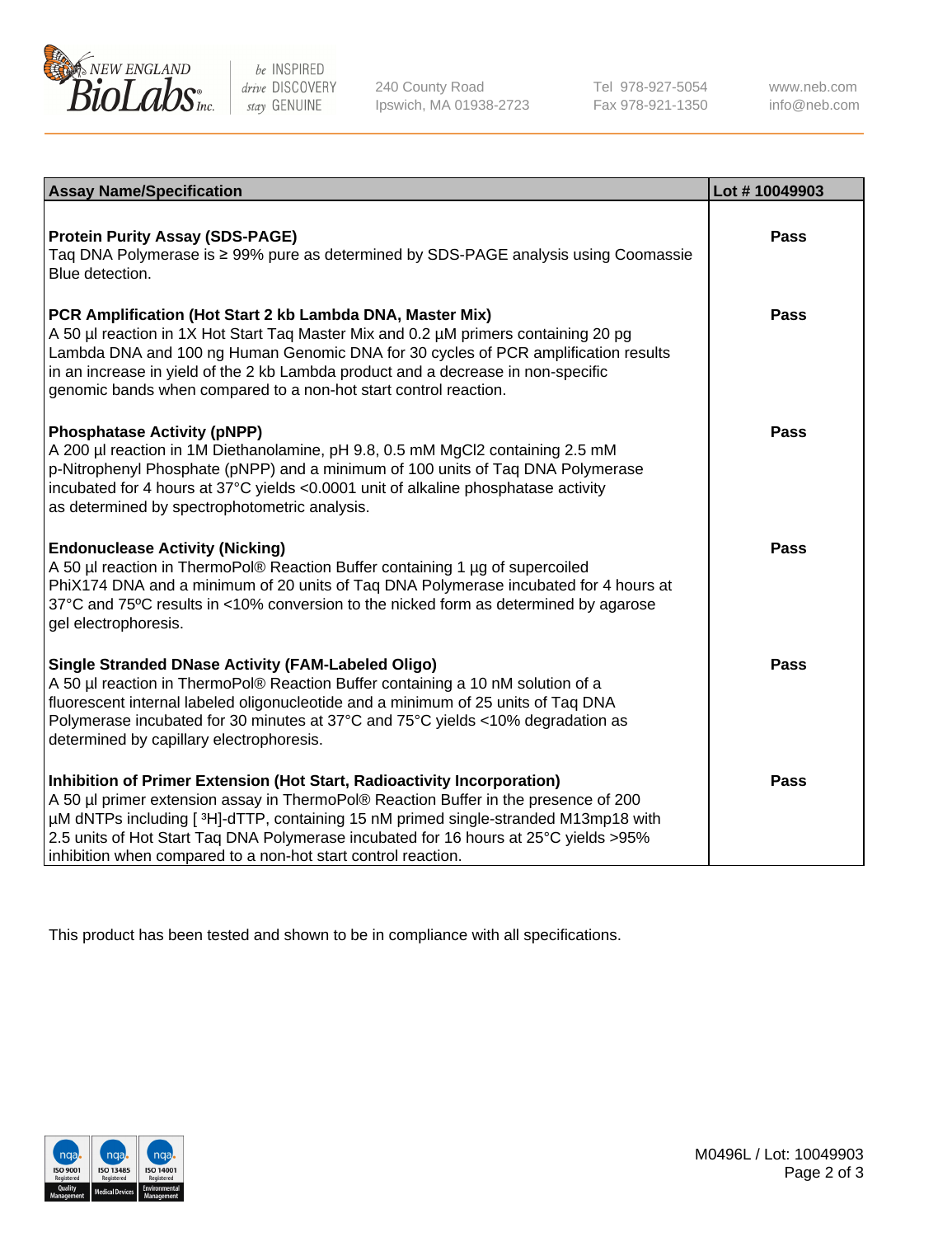| Assay Name/Specification | Lot # 10049903 |
|---|---|
| **Protein Purity Assay (SDS-PAGE)**<br>Taq DNA Polymerase is ≥ 99% pure as determined by SDS-PAGE analysis using Coomassie Blue detection. | **Pass** |
| **PCR Amplification (Hot Start 2 kb Lambda DNA, Master Mix)**<br>A 50 µl reaction in 1X Hot Start Taq Master Mix and 0.2 µM primers containing 20 pg Lambda DNA and 100 ng Human Genomic DNA for 30 cycles of PCR amplification results in an increase in yield of the 2 kb Lambda product and a decrease in non-specific genomic bands when compared to a non-hot start control reaction. | **Pass** |
| **Phosphatase Activity (pNPP)**<br>A 200 µl reaction in 1M Diethanolamine, pH 9.8, 0.5 mM $MgCl_2$ containing 2.5 mM p-Nitrophenyl Phosphate (pNPP) and a minimum of 100 units of Taq DNA Polymerase incubated for 4 hours at 37°C yields <0.0001 unit of alkaline phosphatase activity as determined by spectrophotometric analysis. | **Pass** |
| **Endonuclease Activity (Nicking)**<br>A 50 µl reaction in ThermoPol® Reaction Buffer containing 1 µg of supercoiled PhiX174 DNA and a minimum of 20 units of Taq DNA Polymerase incubated for 4 hours at 37°C and 75ºC results in <10% conversion to the nicked form as determined by agarose gel electrophoresis. | **Pass** |
| **Single Stranded DNase Activity (FAM-Labeled Oligo)**<br>A 50 µl reaction in ThermoPol® Reaction Buffer containing a 10 nM solution of a fluorescent internal labeled oligonucleotide and a minimum of 25 units of Taq DNA Polymerase incubated for 30 minutes at 37°C and 75°C yields <10% degradation as determined by capillary electrophoresis. | **Pass** |
| **Inhibition of Primer Extension (Hot Start, Radioactivity Incorporation)**<br>A 50 µl primer extension assay in ThermoPol® Reaction Buffer in the presence of 200 µM dNTPs including [ $^3$H]-dTTP, containing 15 nM primed single-stranded M13mp18 with 2.5 units of Hot Start Taq DNA Polymerase incubated for 16 hours at 25°C yields >95% inhibition when compared to a non-hot start control reaction. | **Pass** |

This product has been tested and shown to be in compliance with all specifications.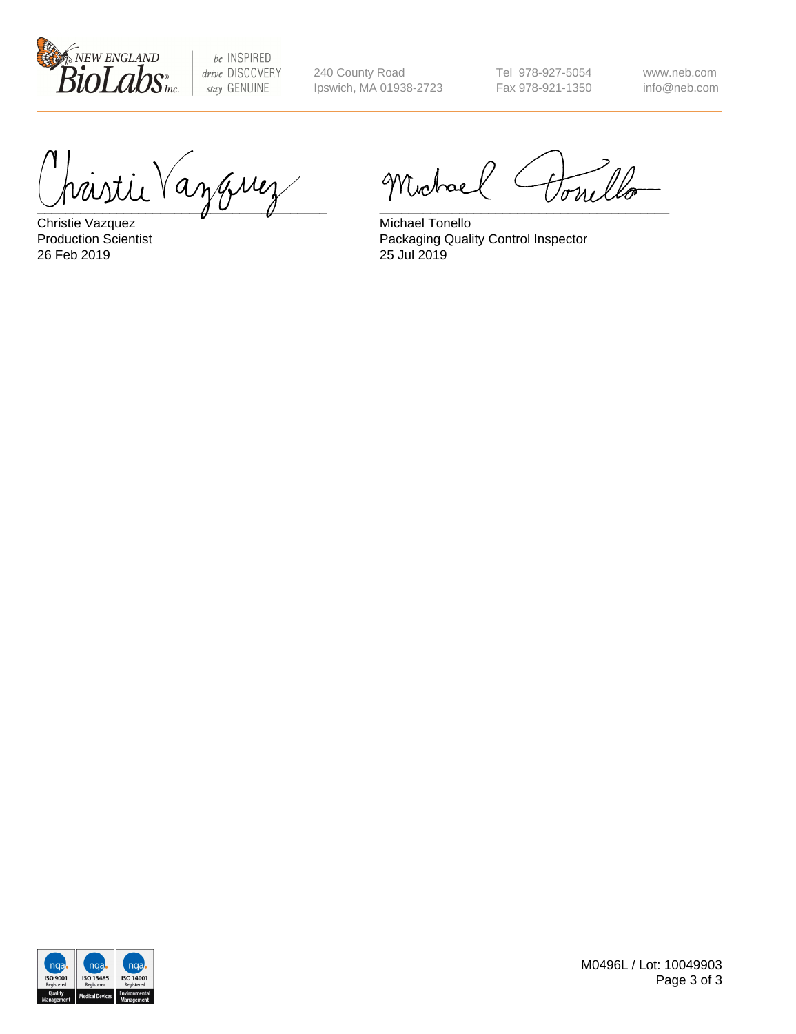Christie Vazquez
Production Scientist
26 Feb 2019

Michael Tonello
Packaging Quality Control Inspector
25 Jul 2019